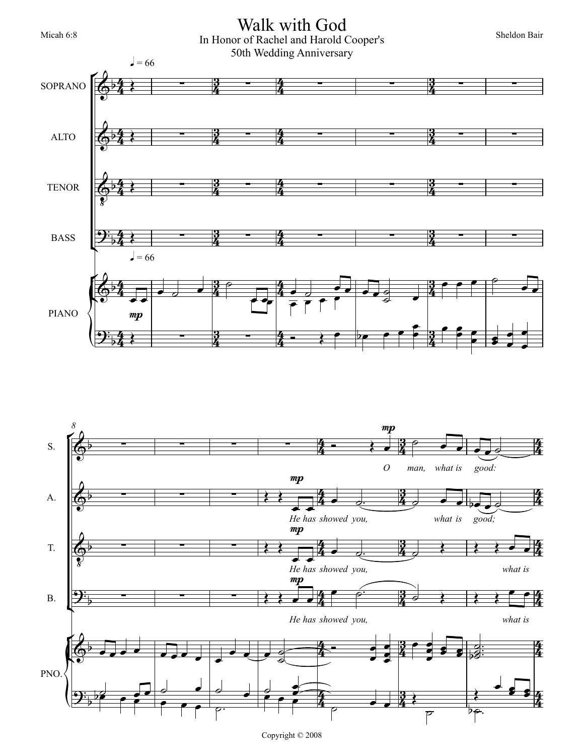Micah 6:8

# Walk with God

In Honor of Rachel and Harold Cooper's
50th Wedding Anniversary

Sheldon Bair

Copyright © 2008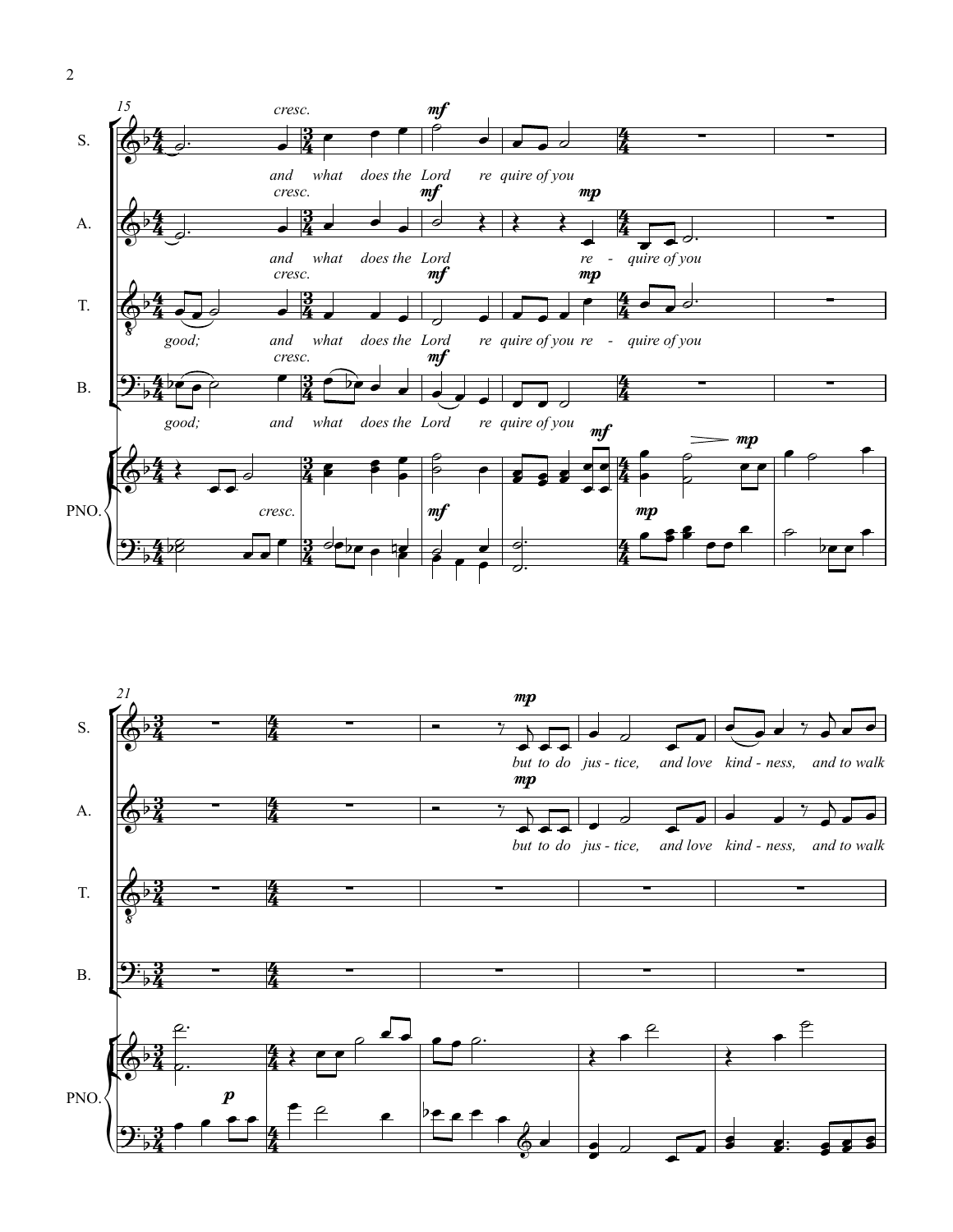15

S. *cresc.* **mf**
and what does the Lord re quire of you

A. *cresc.* **mf** **mp**
and what does the Lord re - quire of you

T. *cresc.* **mf** **mp**
good; and what does the Lord re quire of you re - quire of you

B. *cresc.* **mf**
good; and what does the Lord re quire of you

PNO. *cresc.* **mf** **mf** **mp** **mp**

21

S. **mp**
but to do jus - tice, and love kind - ness, and to walk

A. **mp**
but to do jus - tice, and love kind - ness, and to walk

T.

B.

PNO. **p**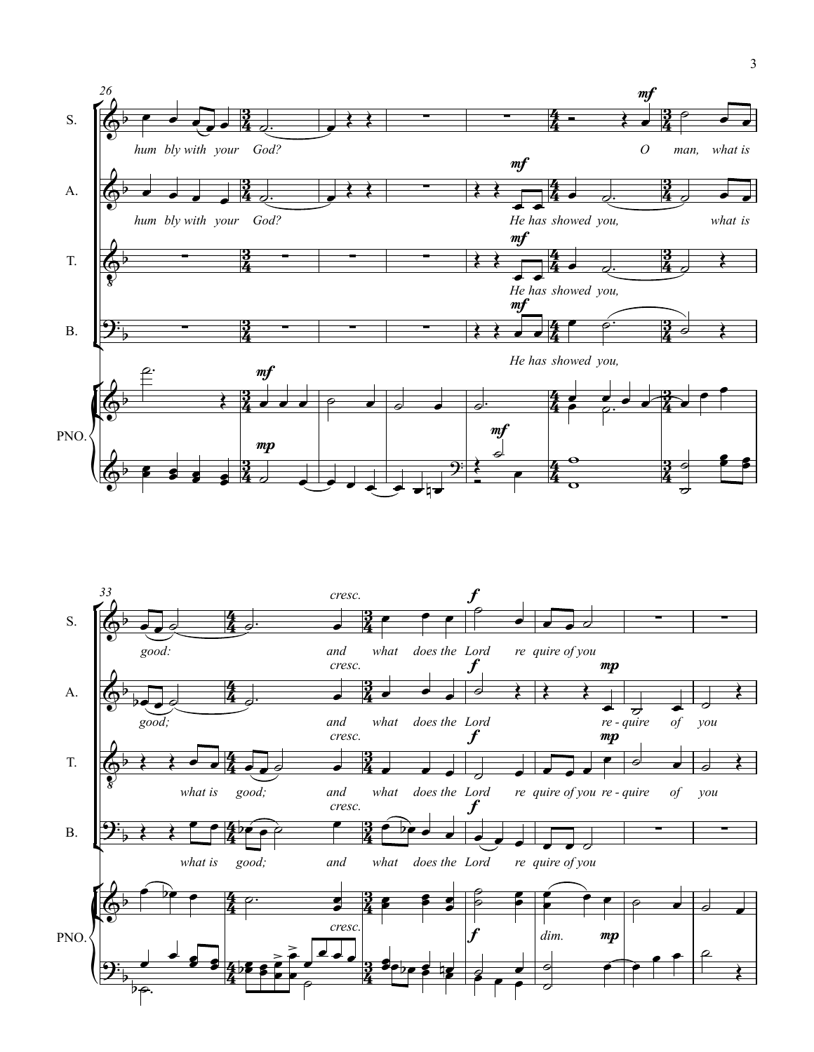26

S. hum bly with your God? O man, what is

A. hum bly with your God? He has showed you, what is

T. He has showed you,

B. He has showed you,

PNO.

33

S. good: and what does the Lord re quire of you

A. good; and what does the Lord re - quire of you

T. what is good; and what does the Lord re quire of you re - quire of you

B. what is good; and what does the Lord re quire of you

PNO.

*cresc.* *f* *mp* *mf* *dim.*